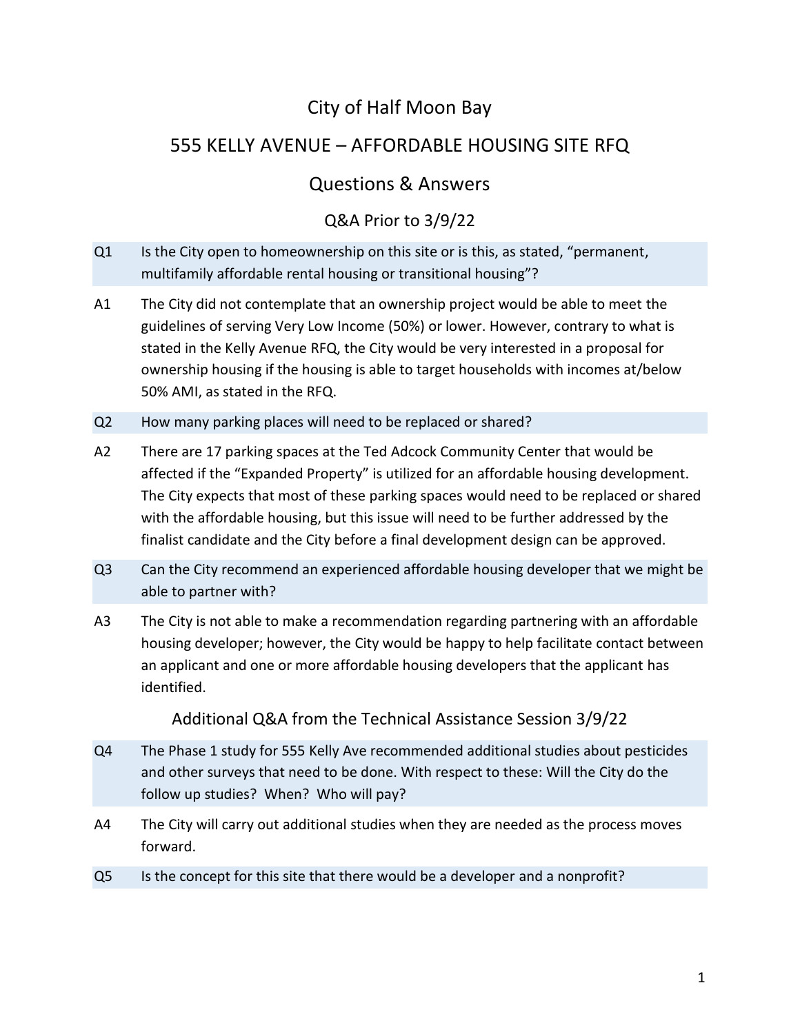# City of Half Moon Bay

## 555 KELLY AVENUE – AFFORDABLE HOUSING SITE RFQ

## Questions & Answers

### Q&A Prior to 3/9/22

**Q1** Is the City open to homeownership on this site or is this, as stated, "permanent, multifamily affordable rental housing or transitional housing"?

**A1** The City did not contemplate that an ownership project would be able to meet the guidelines of serving Very Low Income (50%) or lower. However, contrary to what is stated in the Kelly Avenue RFQ, the City would be very interested in a proposal for ownership housing if the housing is able to target households with incomes at/below 50% AMI, as stated in the RFQ.

**Q2** How many parking places will need to be replaced or shared?

**A2** There are 17 parking spaces at the Ted Adcock Community Center that would be affected if the "Expanded Property" is utilized for an affordable housing development. The City expects that most of these parking spaces would need to be replaced or shared with the affordable housing, but this issue will need to be further addressed by the finalist candidate and the City before a final development design can be approved.

**Q3** Can the City recommend an experienced affordable housing developer that we might be able to partner with?

**A3** The City is not able to make a recommendation regarding partnering with an affordable housing developer; however, the City would be happy to help facilitate contact between an applicant and one or more affordable housing developers that the applicant has identified.

### Additional Q&A from the Technical Assistance Session 3/9/22

**Q4** The Phase 1 study for 555 Kelly Ave recommended additional studies about pesticides and other surveys that need to be done. With respect to these: Will the City do the follow up studies? When? Who will pay?

**A4** The City will carry out additional studies when they are needed as the process moves forward.

**Q5** Is the concept for this site that there would be a developer and a nonprofit?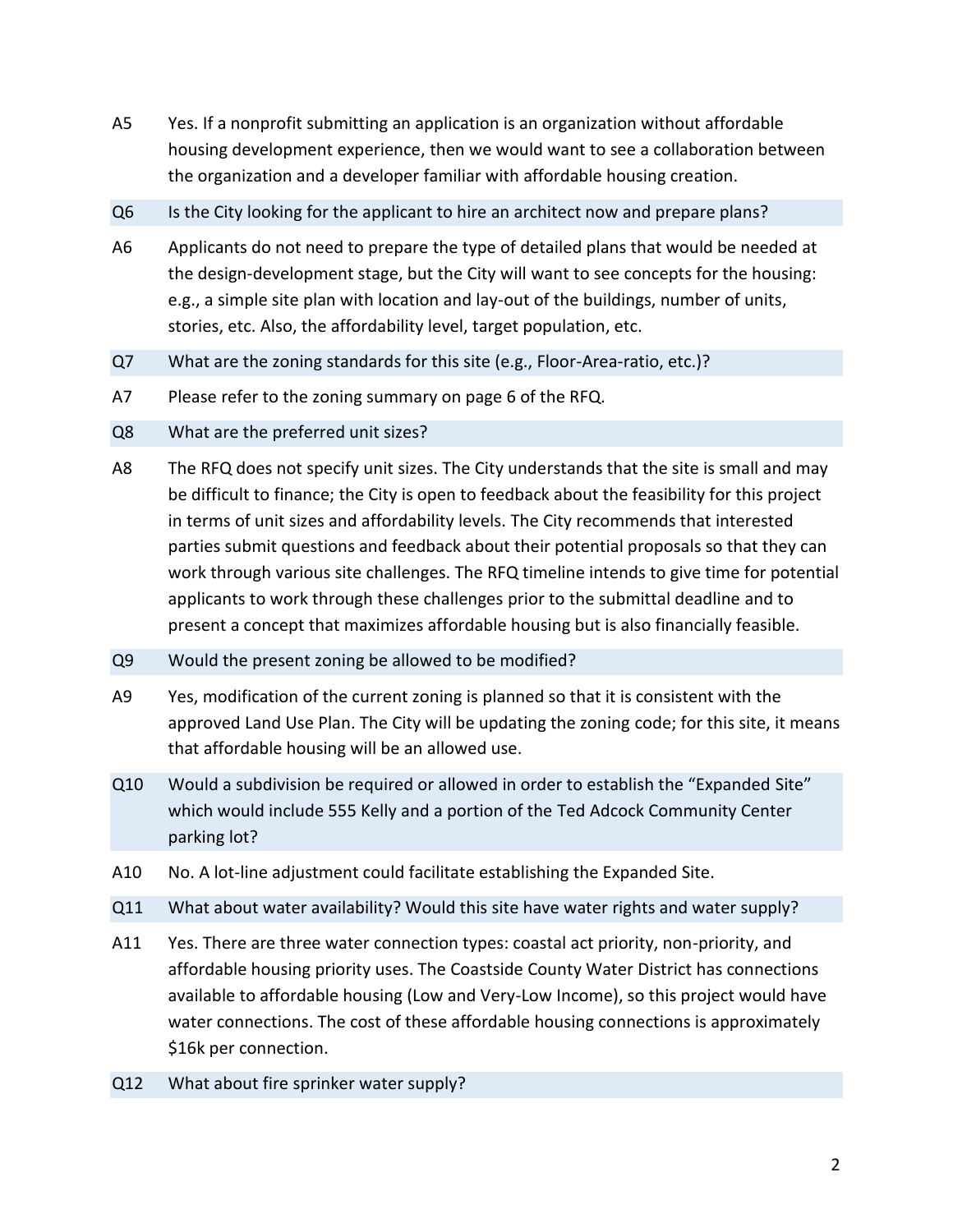A5 Yes. If a nonprofit submitting an application is an organization without affordable housing development experience, then we would want to see a collaboration between the organization and a developer familiar with affordable housing creation.

Q6 Is the City looking for the applicant to hire an architect now and prepare plans?

A6 Applicants do not need to prepare the type of detailed plans that would be needed at the design-development stage, but the City will want to see concepts for the housing: e.g., a simple site plan with location and lay-out of the buildings, number of units, stories, etc. Also, the affordability level, target population, etc.

Q7 What are the zoning standards for this site (e.g., Floor-Area-ratio, etc.)?

A7 Please refer to the zoning summary on page 6 of the RFQ.

Q8 What are the preferred unit sizes?

A8 The RFQ does not specify unit sizes. The City understands that the site is small and may be difficult to finance; the City is open to feedback about the feasibility for this project in terms of unit sizes and affordability levels. The City recommends that interested parties submit questions and feedback about their potential proposals so that they can work through various site challenges. The RFQ timeline intends to give time for potential applicants to work through these challenges prior to the submittal deadline and to present a concept that maximizes affordable housing but is also financially feasible.

Q9 Would the present zoning be allowed to be modified?

A9 Yes, modification of the current zoning is planned so that it is consistent with the approved Land Use Plan. The City will be updating the zoning code; for this site, it means that affordable housing will be an allowed use.

Q10 Would a subdivision be required or allowed in order to establish the "Expanded Site" which would include 555 Kelly and a portion of the Ted Adcock Community Center parking lot?

A10 No. A lot-line adjustment could facilitate establishing the Expanded Site.

Q11 What about water availability? Would this site have water rights and water supply?

A11 Yes. There are three water connection types: coastal act priority, non-priority, and affordable housing priority uses. The Coastside County Water District has connections available to affordable housing (Low and Very-Low Income), so this project would have water connections. The cost of these affordable housing connections is approximately $16k per connection.

Q12 What about fire sprinkler water supply?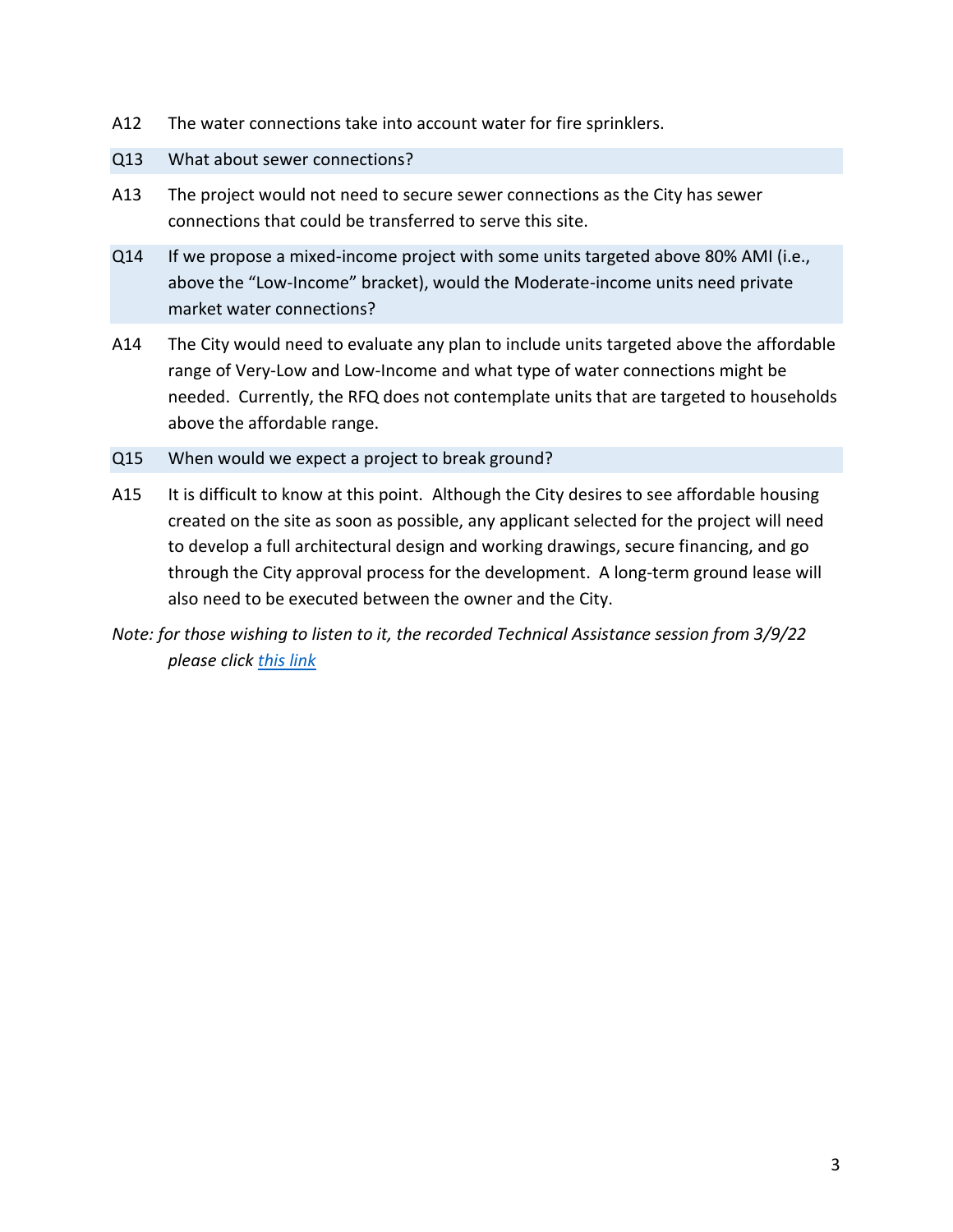A12 The water connections take into account water for fire sprinklers.

**Q13** What about sewer connections?

A13 The project would not need to secure sewer connections as the City has sewer connections that could be transferred to serve this site.

**Q14** If we propose a mixed-income project with some units targeted above 80% AMI (i.e., above the "Low-Income" bracket), would the Moderate-income units need private market water connections?

A14 The City would need to evaluate any plan to include units targeted above the affordable range of Very-Low and Low-Income and what type of water connections might be needed. Currently, the RFQ does not contemplate units that are targeted to households above the affordable range.

**Q15** When would we expect a project to break ground?

A15 It is difficult to know at this point. Although the City desires to see affordable housing created on the site as soon as possible, any applicant selected for the project will need to develop a full architectural design and working drawings, secure financing, and go through the City approval process for the development. A long-term ground lease will also need to be executed between the owner and the City.

*Note: for those wishing to listen to it, the recorded Technical Assistance session from 3/9/22 please click [this link]()*